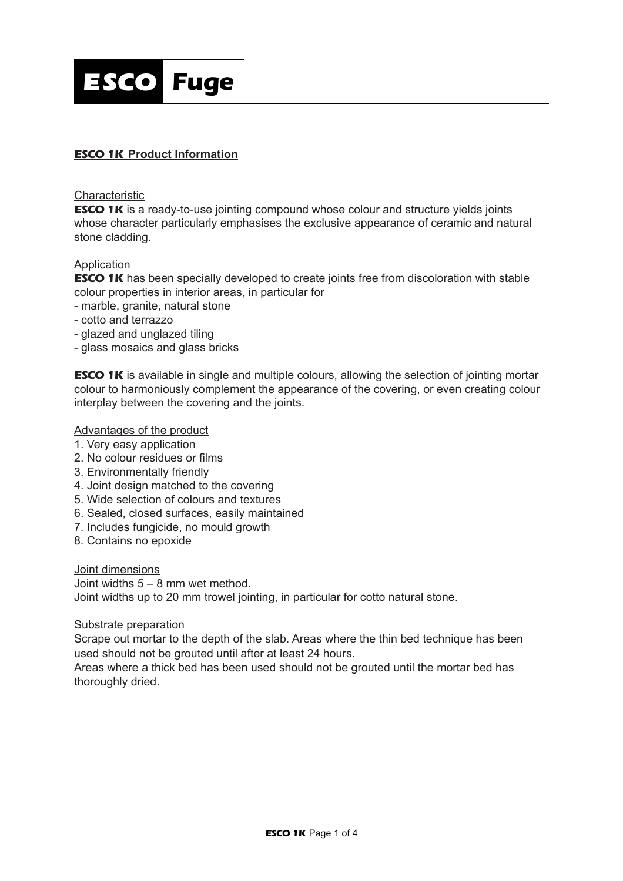# ESCO Fuge

## **ESCO 1K Product Information**

Characteristic

**ESCO 1K** is a ready-to-use jointing compound whose colour and structure yields joints whose character particularly emphasises the exclusive appearance of ceramic and natural stone cladding.

Application

**ESCO 1K** has been specially developed to create joints free from discoloration with stable colour properties in interior areas, in particular for

- marble, granite, natural stone
- cotto and terrazzo
- glazed and unglazed tiling
- glass mosaics and glass bricks

**ESCO 1K** is available in single and multiple colours, allowing the selection of jointing mortar colour to harmoniously complement the appearance of the covering, or even creating colour interplay between the covering and the joints.

Advantages of the product

1. Very easy application
2. No colour residues or films
3. Environmentally friendly
4. Joint design matched to the covering
5. Wide selection of colours and textures
6. Sealed, closed surfaces, easily maintained
7. Includes fungicide, no mould growth
8. Contains no epoxide

Joint dimensions

Joint widths 5 – 8 mm wet method.
Joint widths up to 20 mm trowel jointing, in particular for cotto natural stone.

Substrate preparation

Scrape out mortar to the depth of the slab. Areas where the thin bed technique has been used should not be grouted until after at least 24 hours.
Areas where a thick bed has been used should not be grouted until the mortar bed has thoroughly dried.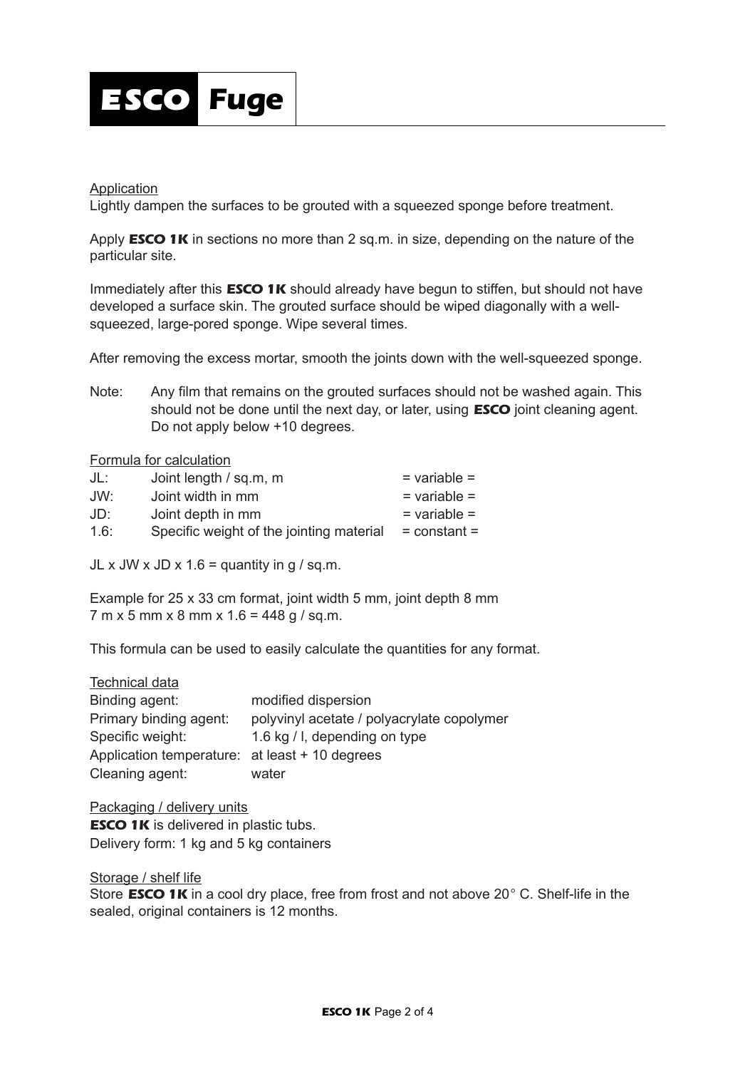# ESCO Fuge

Application

Lightly dampen the surfaces to be grouted with a squeezed sponge before treatment.

Apply **ESCO 1K** in sections no more than 2 sq.m. in size, depending on the nature of the particular site.

Immediately after this **ESCO 1K** should already have begun to stiffen, but should not have developed a surface skin. The grouted surface should be wiped diagonally with a well-squeezed, large-pored sponge. Wipe several times.

After removing the excess mortar, smooth the joints down with the well-squeezed sponge.

Note: Any film that remains on the grouted surfaces should not be washed again. This should not be done until the next day, or later, using **ESCO** joint cleaning agent. Do not apply below +10 degrees.

Formula for calculation

| | | |
|---|---|---|
| JL: | Joint length / sq.m, m | = variable = |
| JW: | Joint width in mm | = variable = |
| JD: | Joint depth in mm | = variable = |
| 1.6: | Specific weight of the jointing material | = constant = |

JL x JW x JD x 1.6 = quantity in g / sq.m.

Example for 25 x 33 cm format, joint width 5 mm, joint depth 8 mm
7 m x 5 mm x 8 mm x 1.6 = 448 g / sq.m.

This formula can be used to easily calculate the quantities for any format.

Technical data

| | |
|---|---|
| Binding agent: | modified dispersion |
| Primary binding agent: | polyvinyl acetate / polyacrylate copolymer |
| Specific weight: | 1.6 kg / l, depending on type |
| Application temperature: | at least + 10 degrees |
| Cleaning agent: | water |

Packaging / delivery units

**ESCO 1K** is delivered in plastic tubs.
Delivery form: 1 kg and 5 kg containers

Storage / shelf life

Store **ESCO 1K** in a cool dry place, free from frost and not above 20° C. Shelf-life in the sealed, original containers is 12 months.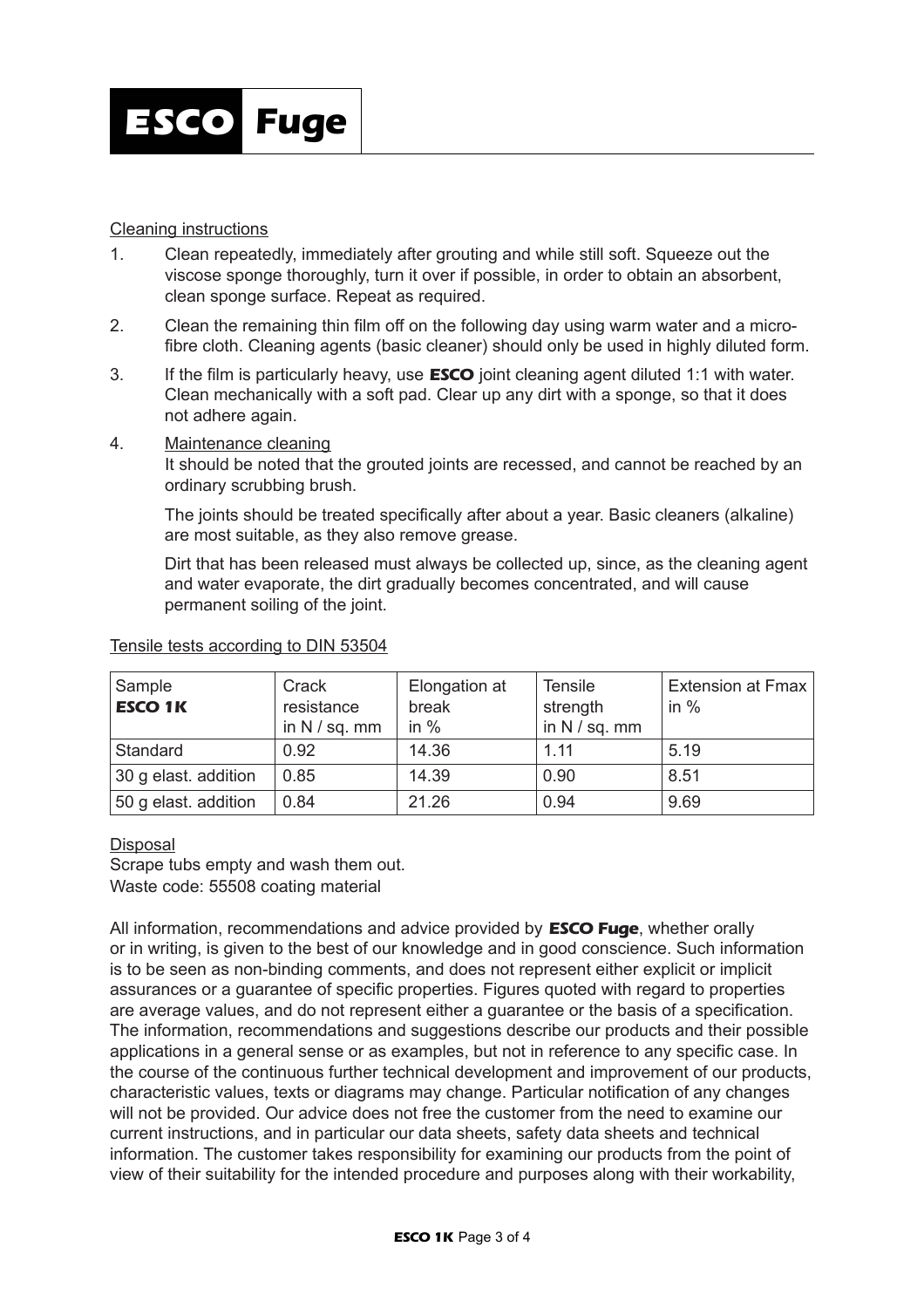Cleaning instructions

1. Clean repeatedly, immediately after grouting and while still soft. Squeeze out the viscose sponge thoroughly, turn it over if possible, in order to obtain an absorbent, clean sponge surface. Repeat as required.
2. Clean the remaining thin film off on the following day using warm water and a micro-fibre cloth. Cleaning agents (basic cleaner) should only be used in highly diluted form.
3. If the film is particularly heavy, use **ESCO** joint cleaning agent diluted 1:1 with water. Clean mechanically with a soft pad. Clear up any dirt with a sponge, so that it does not adhere again.
4. Maintenance cleaning
   It should be noted that the grouted joints are recessed, and cannot be reached by an ordinary scrubbing brush.

   The joints should be treated specifically after about a year. Basic cleaners (alkaline) are most suitable, as they also remove grease.

   Dirt that has been released must always be collected up, since, as the cleaning agent and water evaporate, the dirt gradually becomes concentrated, and will cause permanent soiling of the joint.

Tensile tests according to DIN 53504

| Sample **ESCO 1K** | Crack resistance in N / sq. mm | Elongation at break in % | Tensile strength in N / sq. mm | Extension at Fmax in % |
|---|---|---|---|---|
| Standard | 0.92 | 14.36 | 1.11 | 5.19 |
| 30 g elast. addition | 0.85 | 14.39 | 0.90 | 8.51 |
| 50 g elast. addition | 0.84 | 21.26 | 0.94 | 9.69 |

Disposal

Scrape tubs empty and wash them out.
Waste code: 55508 coating material

All information, recommendations and advice provided by **ESCO Fuge**, whether orally or in writing, is given to the best of our knowledge and in good conscience. Such information is to be seen as non-binding comments, and does not represent either explicit or implicit assurances or a guarantee of specific properties. Figures quoted with regard to properties are average values, and do not represent either a guarantee or the basis of a specification. The information, recommendations and suggestions describe our products and their possible applications in a general sense or as examples, but not in reference to any specific case. In the course of the continuous further technical development and improvement of our products, characteristic values, texts or diagrams may change. Particular notification of any changes will not be provided. Our advice does not free the customer from the need to examine our current instructions, and in particular our data sheets, safety data sheets and technical information. The customer takes responsibility for examining our products from the point of view of their suitability for the intended procedure and purposes along with their workability,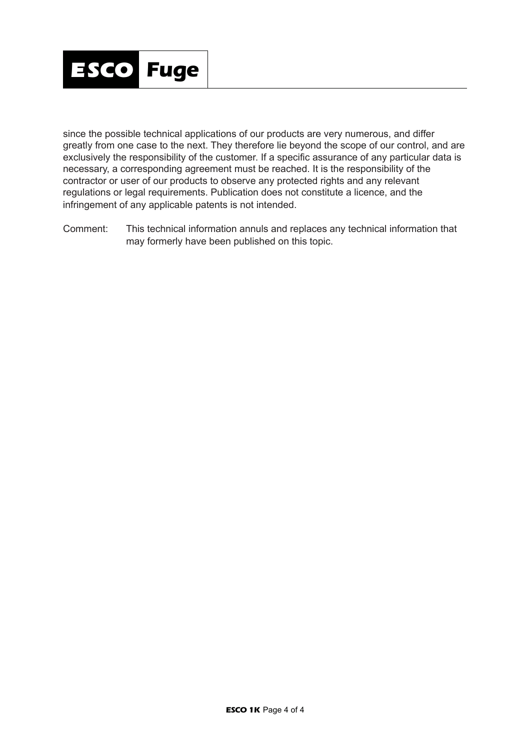since the possible technical applications of our products are very numerous, and differ greatly from one case to the next. They therefore lie beyond the scope of our control, and are exclusively the responsibility of the customer. If a specific assurance of any particular data is necessary, a corresponding agreement must be reached. It is the responsibility of the contractor or user of our products to observe any protected rights and any relevant regulations or legal requirements. Publication does not constitute a licence, and the infringement of any applicable patents is not intended.

Comment: This technical information annuls and replaces any technical information that may formerly have been published on this topic.